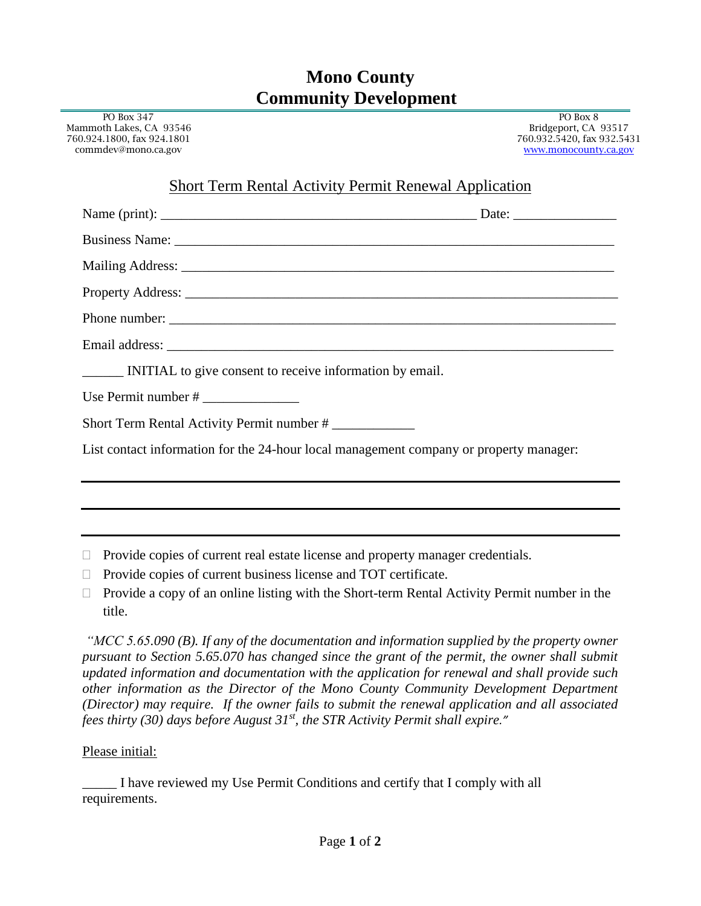# Mono County
# Community Development

PO Box 347
Mammoth Lakes, CA 93546
760.924.1800, fax 924.1801
commdev@mono.ca.gov

PO Box 8
Bridgeport, CA 93517
760.932.5420, fax 932.5431
www.monocounty.ca.gov

## Short Term Rental Activity Permit Renewal Application

Name (print): _______________________________________________ Date: _______________

Business Name: ___________________________________________________________________

Mailing Address: __________________________________________________________________

Property Address: _________________________________________________________________

Phone number: ____________________________________________________________________

Email address: ____________________________________________________________________

______ INITIAL to give consent to receive information by email.

Use Permit number # ______________

Short Term Rental Activity Permit number # ____________

List contact information for the 24-hour local management company or property manager:

______________________________________________________________________________

______________________________________________________________________________

______________________________________________________________________________

- ☐ Provide copies of current real estate license and property manager credentials.
- ☐ Provide copies of current business license and TOT certificate.
- ☐ Provide a copy of an online listing with the Short-term Rental Activity Permit number in the title.

*"MCC 5.65.090 (B). If any of the documentation and information supplied by the property owner pursuant to Section 5.65.070 has changed since the grant of the permit, the owner shall submit updated information and documentation with the application for renewal and shall provide such other information as the Director of the Mono County Community Development Department (Director) may require. If the owner fails to submit the renewal application and all associated fees thirty (30) days before August 31st, the STR Activity Permit shall expire."*

Please initial:

_____ I have reviewed my Use Permit Conditions and certify that I comply with all requirements.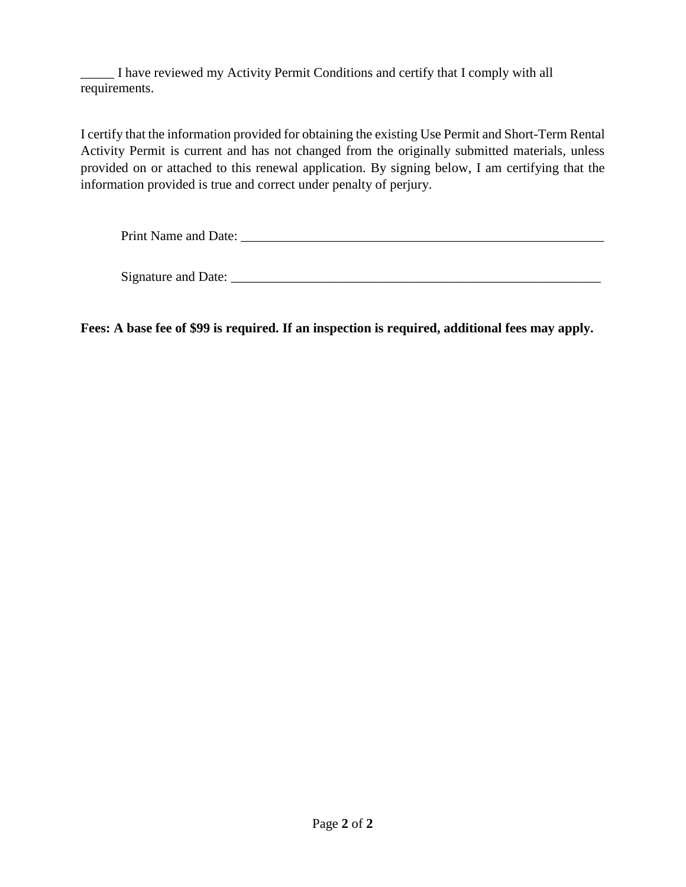_____ I have reviewed my Activity Permit Conditions and certify that I comply with all requirements.

I certify that the information provided for obtaining the existing Use Permit and Short-Term Rental Activity Permit is current and has not changed from the originally submitted materials, unless provided on or attached to this renewal application. By signing below, I am certifying that the information provided is true and correct under penalty of perjury.

Print Name and Date: ___________________________________________________________

Signature and Date: ____________________________________________________________

**Fees: A base fee of $99 is required. If an inspection is required, additional fees may apply.**